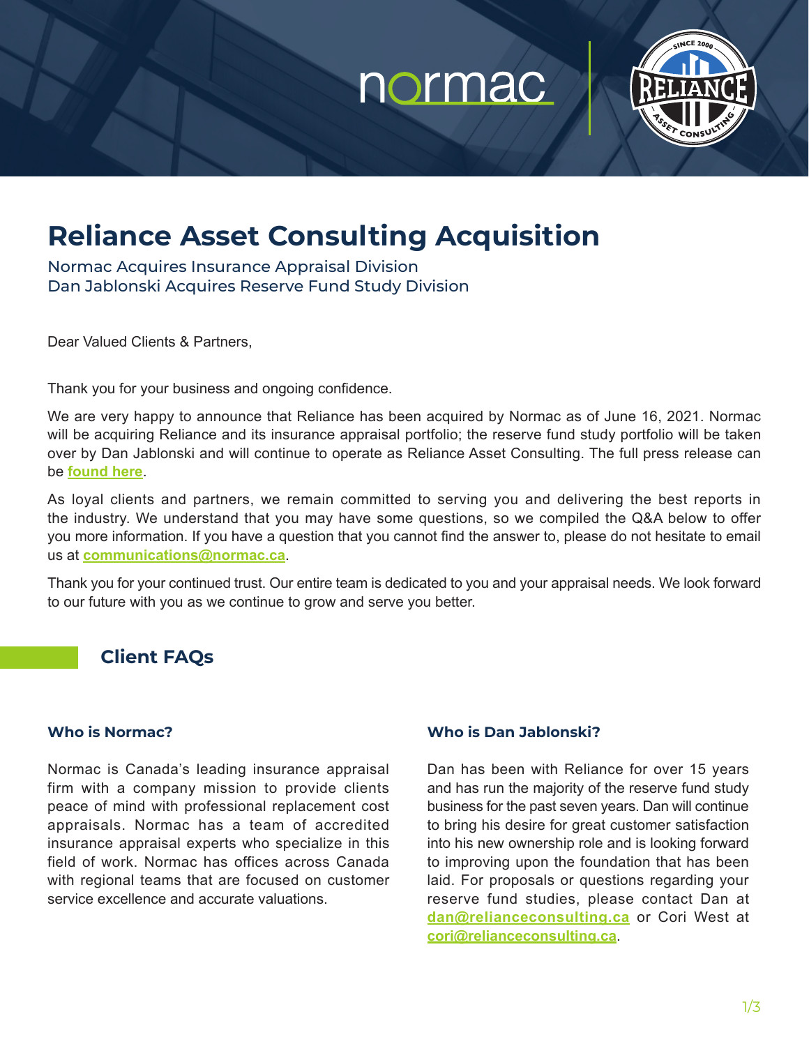# Reliance Asset Consulting Acquisition

Normac Acquires Insurance Appraisal Division
Dan Jablonski Acquires Reserve Fund Study Division

Dear Valued Clients & Partners,

Thank you for your business and ongoing confidence.

We are very happy to announce that Reliance has been acquired by Normac as of June 16, 2021. Normac will be acquiring Reliance and its insurance appraisal portfolio; the reserve fund study portfolio will be taken over by Dan Jablonski and will continue to operate as Reliance Asset Consulting. The full press release can be **found here**.

As loyal clients and partners, we remain committed to serving you and delivering the best reports in the industry. We understand that you may have some questions, so we compiled the Q&A below to offer you more information. If you have a question that you cannot find the answer to, please do not hesitate to email us at **communications@normac.ca**.

Thank you for your continued trust. Our entire team is dedicated to you and your appraisal needs. We look forward to our future with you as we continue to grow and serve you better.

## Client FAQs

### Who is Normac?

Normac is Canada's leading insurance appraisal firm with a company mission to provide clients peace of mind with professional replacement cost appraisals. Normac has a team of accredited insurance appraisal experts who specialize in this field of work. Normac has offices across Canada with regional teams that are focused on customer service excellence and accurate valuations.

### Who is Dan Jablonski?

Dan has been with Reliance for over 15 years and has run the majority of the reserve fund study business for the past seven years. Dan will continue to bring his desire for great customer satisfaction into his new ownership role and is looking forward to improving upon the foundation that has been laid. For proposals or questions regarding your reserve fund studies, please contact Dan at **dan@relianceconsulting.ca** or Cori West at **cori@relianceconsulting.ca**.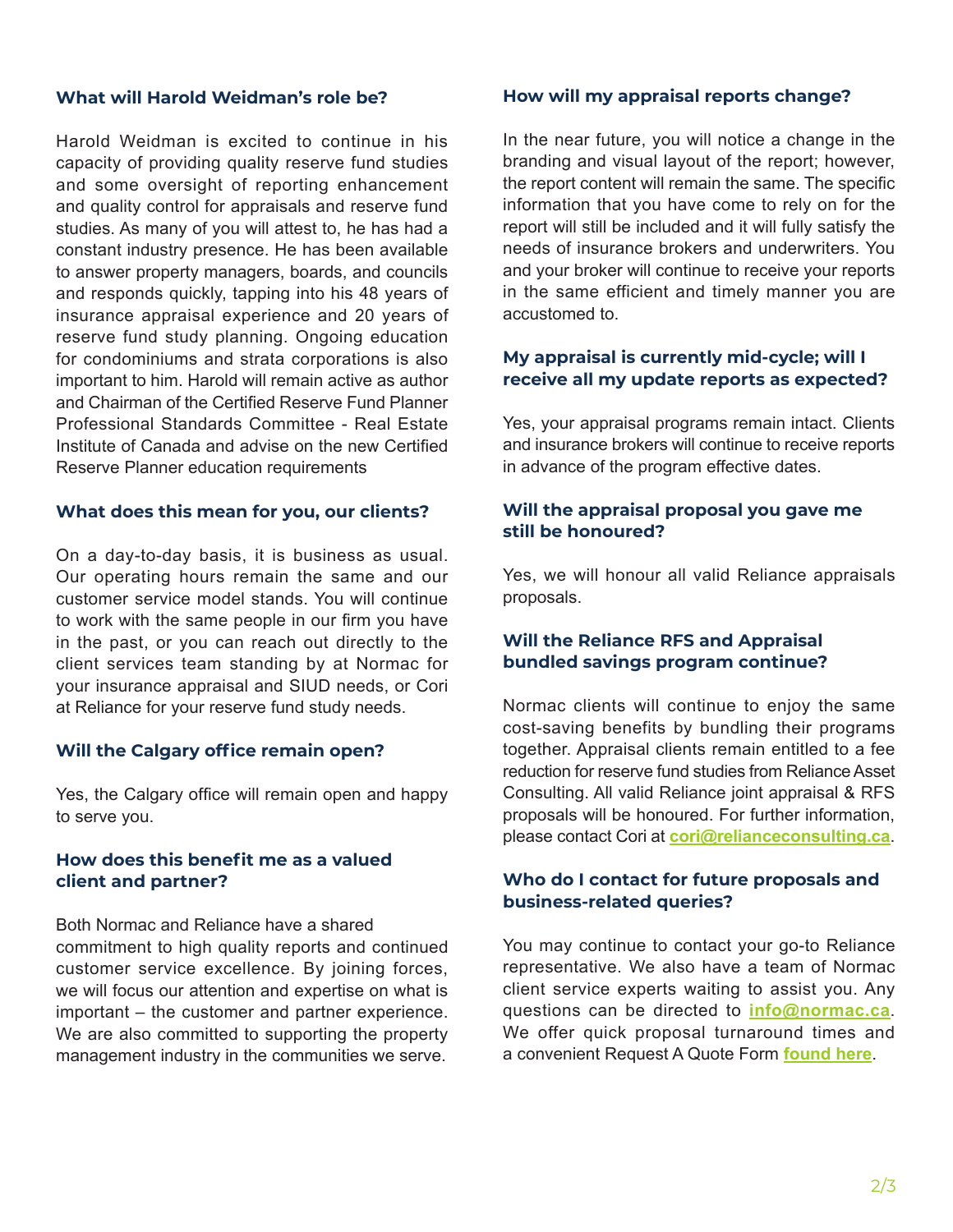### What will Harold Weidman's role be?

Harold Weidman is excited to continue in his capacity of providing quality reserve fund studies and some oversight of reporting enhancement and quality control for appraisals and reserve fund studies. As many of you will attest to, he has had a constant industry presence. He has been available to answer property managers, boards, and councils and responds quickly, tapping into his 48 years of insurance appraisal experience and 20 years of reserve fund study planning. Ongoing education for condominiums and strata corporations is also important to him. Harold will remain active as author and Chairman of the Certified Reserve Fund Planner Professional Standards Committee - Real Estate Institute of Canada and advise on the new Certified Reserve Planner education requirements

### What does this mean for you, our clients?

On a day-to-day basis, it is business as usual. Our operating hours remain the same and our customer service model stands. You will continue to work with the same people in our firm you have in the past, or you can reach out directly to the client services team standing by at Normac for your insurance appraisal and SIUD needs, or Cori at Reliance for your reserve fund study needs.

### Will the Calgary office remain open?

Yes, the Calgary office will remain open and happy to serve you.

### How does this benefit me as a valued client and partner?

Both Normac and Reliance have a shared commitment to high quality reports and continued customer service excellence. By joining forces, we will focus our attention and expertise on what is important – the customer and partner experience. We are also committed to supporting the property management industry in the communities we serve.

### How will my appraisal reports change?

In the near future, you will notice a change in the branding and visual layout of the report; however, the report content will remain the same. The specific information that you have come to rely on for the report will still be included and it will fully satisfy the needs of insurance brokers and underwriters. You and your broker will continue to receive your reports in the same efficient and timely manner you are accustomed to.

### My appraisal is currently mid-cycle; will I receive all my update reports as expected?

Yes, your appraisal programs remain intact. Clients and insurance brokers will continue to receive reports in advance of the program effective dates.

### Will the appraisal proposal you gave me still be honoured?

Yes, we will honour all valid Reliance appraisals proposals.

### Will the Reliance RFS and Appraisal bundled savings program continue?

Normac clients will continue to enjoy the same cost-saving benefits by bundling their programs together. Appraisal clients remain entitled to a fee reduction for reserve fund studies from Reliance Asset Consulting. All valid Reliance joint appraisal & RFS proposals will be honoured. For further information, please contact Cori at **cori@relianceconsulting.ca**.

### Who do I contact for future proposals and business-related queries?

You may continue to contact your go-to Reliance representative. We also have a team of Normac client service experts waiting to assist you. Any questions can be directed to **info@normac.ca**. We offer quick proposal turnaround times and a convenient Request A Quote Form **found here**.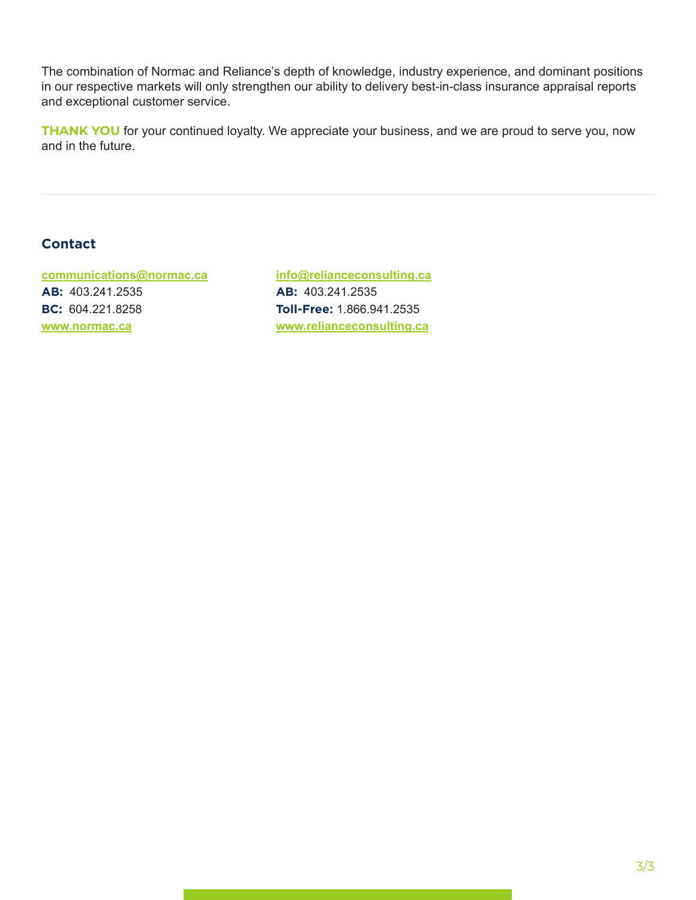The combination of Normac and Reliance's depth of knowledge, industry experience, and dominant positions in our respective markets will only strengthen our ability to delivery best-in-class insurance appraisal reports and exceptional customer service.

**THANK YOU** for your continued loyalty. We appreciate your business, and we are proud to serve you, now and in the future.

---

## Contact

communications@normac.ca
**AB:** 403.241.2535
**BC:** 604.221.8258
www.normac.ca

info@relianceconsulting.ca
**AB:** 403.241.2535
**Toll-Free:** 1.866.941.2535
www.relianceconsulting.ca